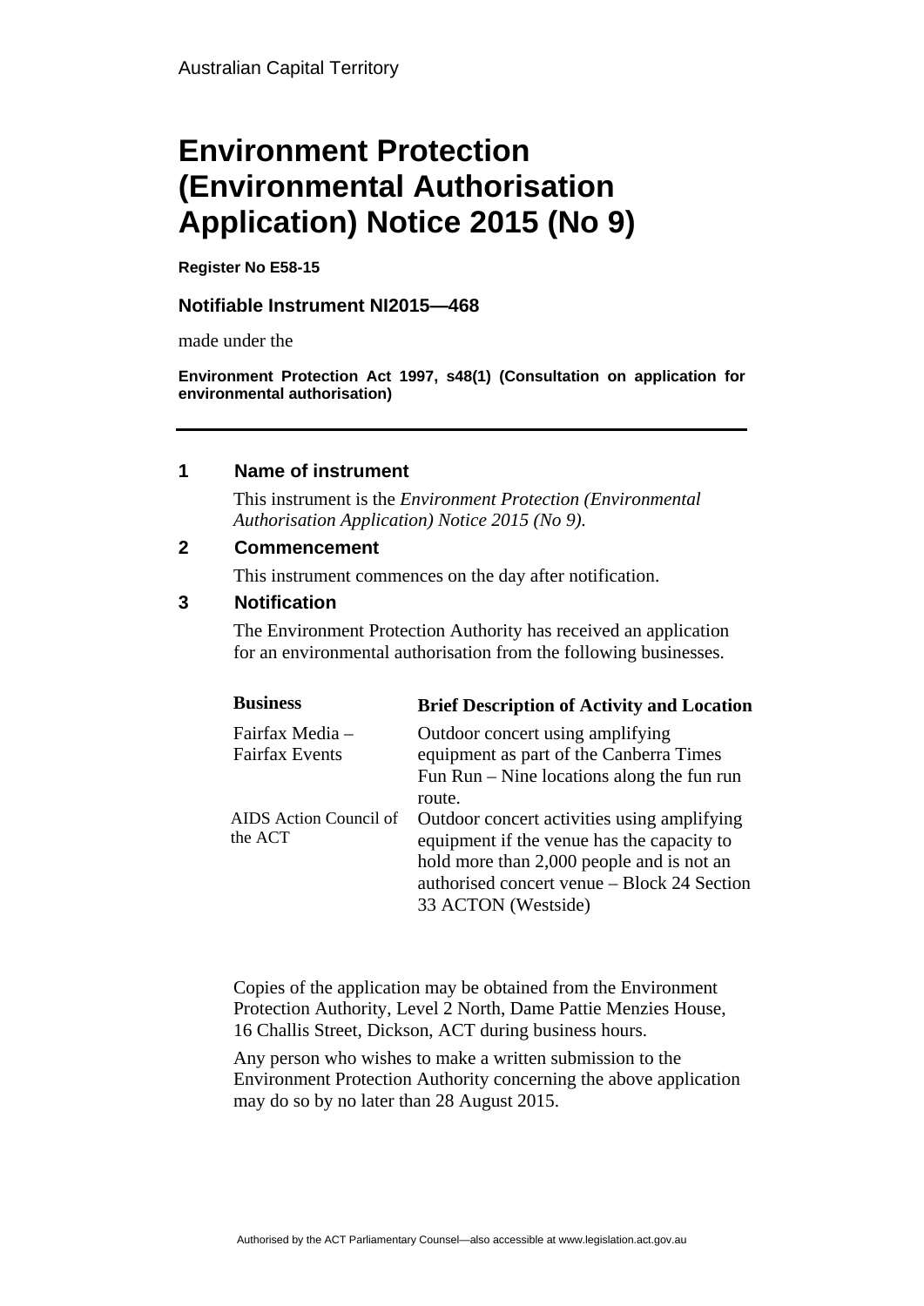Australian Capital Territory

# Environment Protection (Environmental Authorisation Application) Notice 2015 (No 9)

**Register No E58-15**

**Notifiable Instrument NI2015—468**

made under the

**Environment Protection Act 1997, s48(1) (Consultation on application for environmental authorisation)**

## 1 Name of instrument

This instrument is the *Environment Protection (Environmental Authorisation Application) Notice 2015 (No 9).*

## 2 Commencement

This instrument commences on the day after notification.

## 3 Notification

The Environment Protection Authority has received an application for an environmental authorisation from the following businesses.

| Business | Brief Description of Activity and Location |
|---|---|
| Fairfax Media – Fairfax Events | Outdoor concert using amplifying equipment as part of the Canberra Times Fun Run – Nine locations along the fun run route. |
| AIDS Action Council of the ACT | Outdoor concert activities using amplifying equipment if the venue has the capacity to hold more than 2,000 people and is not an authorised concert venue – Block 24 Section 33 ACTON (Westside) |

Copies of the application may be obtained from the Environment Protection Authority, Level 2 North, Dame Pattie Menzies House, 16 Challis Street, Dickson, ACT during business hours.

Any person who wishes to make a written submission to the Environment Protection Authority concerning the above application may do so by no later than 28 August 2015.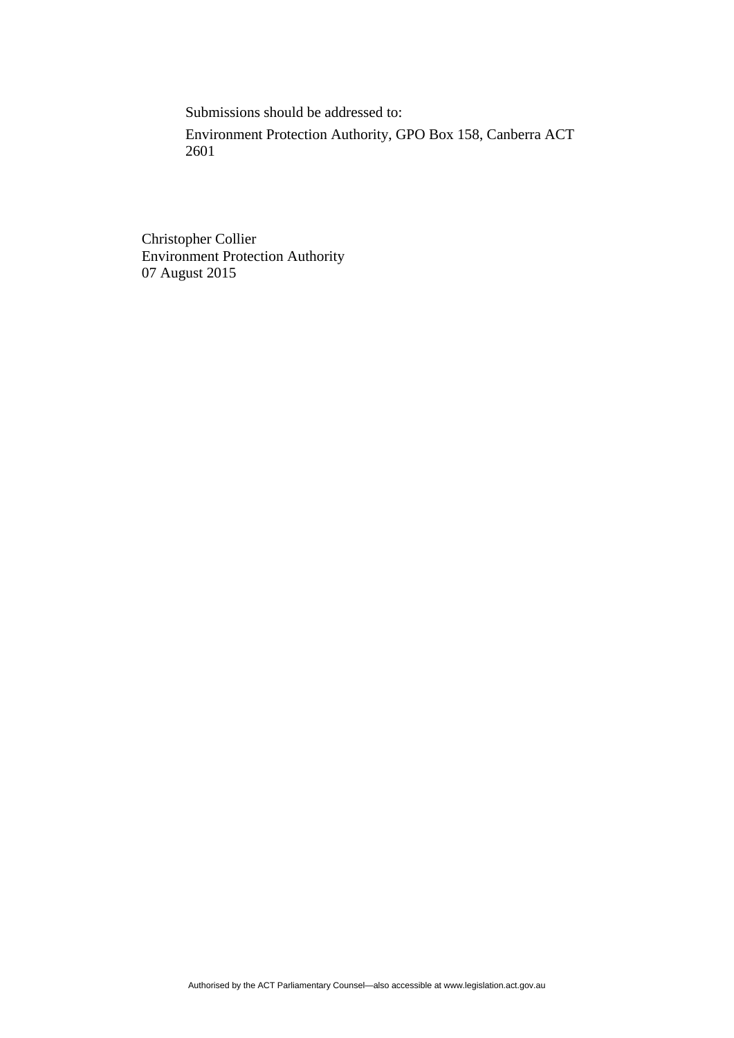Submissions should be addressed to:

Environment Protection Authority, GPO Box 158, Canberra ACT 2601

Christopher Collier
Environment Protection Authority
07 August 2015